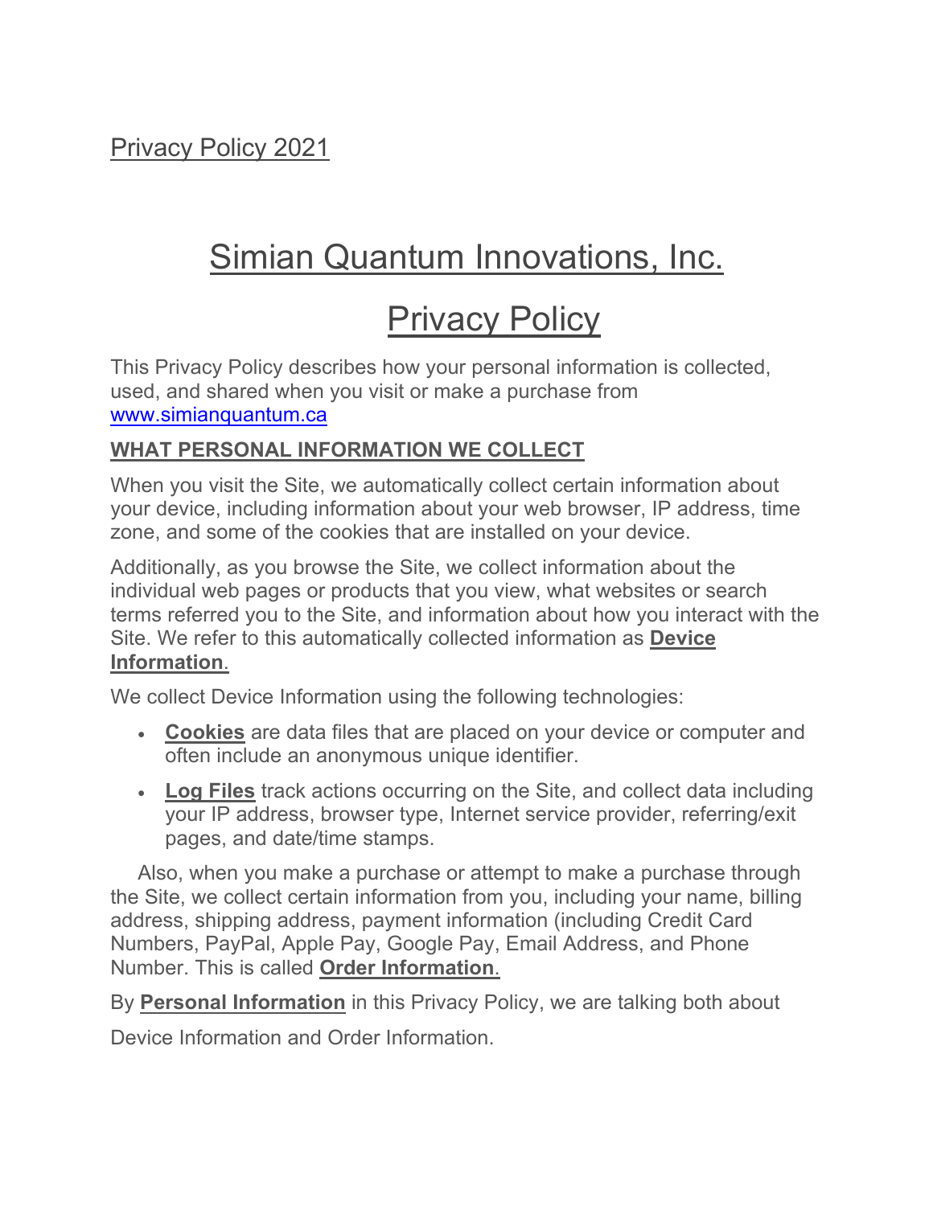Privacy Policy 2021

# Simian Quantum Innovations, Inc.

# Privacy Policy

This Privacy Policy describes how your personal information is collected, used, and shared when you visit or make a purchase from [www.simianquantum.ca](http://www.simianquantum.ca)

## WHAT PERSONAL INFORMATION WE COLLECT

When you visit the Site, we automatically collect certain information about your device, including information about your web browser, IP address, time zone, and some of the cookies that are installed on your device.

Additionally, as you browse the Site, we collect information about the individual web pages or products that you view, what websites or search terms referred you to the Site, and information about how you interact with the Site. We refer to this automatically collected information as **Device Information**.

We collect Device Information using the following technologies:

- **Cookies** are data files that are placed on your device or computer and often include an anonymous unique identifier.
- **Log Files** track actions occurring on the Site, and collect data including your IP address, browser type, Internet service provider, referring/exit pages, and date/time stamps.

Also, when you make a purchase or attempt to make a purchase through the Site, we collect certain information from you, including your name, billing address, shipping address, payment information (including Credit Card Numbers, PayPal, Apple Pay, Google Pay, Email Address, and Phone Number. This is called **Order Information**.

By **Personal Information** in this Privacy Policy, we are talking both about Device Information and Order Information.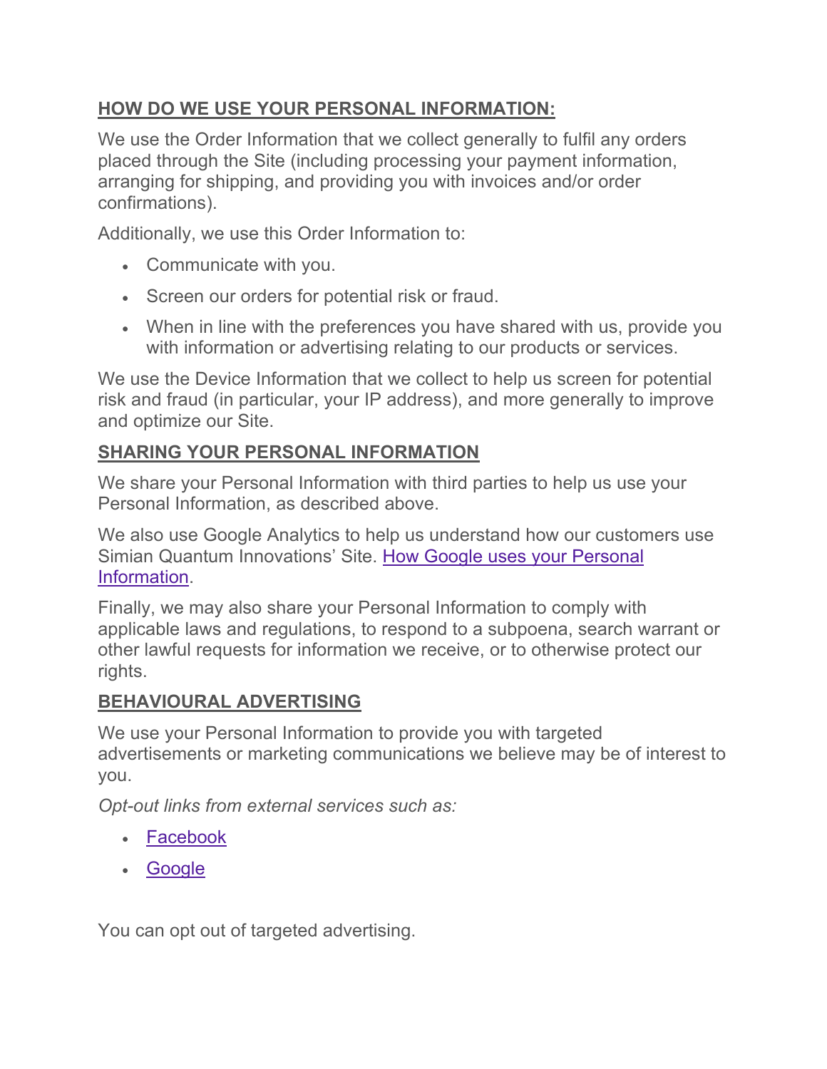## HOW DO WE USE YOUR PERSONAL INFORMATION:

We use the Order Information that we collect generally to fulfil any orders placed through the Site (including processing your payment information, arranging for shipping, and providing you with invoices and/or order confirmations).

Additionally, we use this Order Information to:

- Communicate with you.
- Screen our orders for potential risk or fraud.
- When in line with the preferences you have shared with us, provide you with information or advertising relating to our products or services.

We use the Device Information that we collect to help us screen for potential risk and fraud (in particular, your IP address), and more generally to improve and optimize our Site.

## SHARING YOUR PERSONAL INFORMATION

We share your Personal Information with third parties to help us use your Personal Information, as described above.

We also use Google Analytics to help us understand how our customers use Simian Quantum Innovations' Site. How Google uses your Personal Information.

Finally, we may also share your Personal Information to comply with applicable laws and regulations, to respond to a subpoena, search warrant or other lawful requests for information we receive, or to otherwise protect our rights.

## BEHAVIOURAL ADVERTISING

We use your Personal Information to provide you with targeted advertisements or marketing communications we believe may be of interest to you.

*Opt-out links from external services such as:*

- Facebook
- Google

You can opt out of targeted advertising.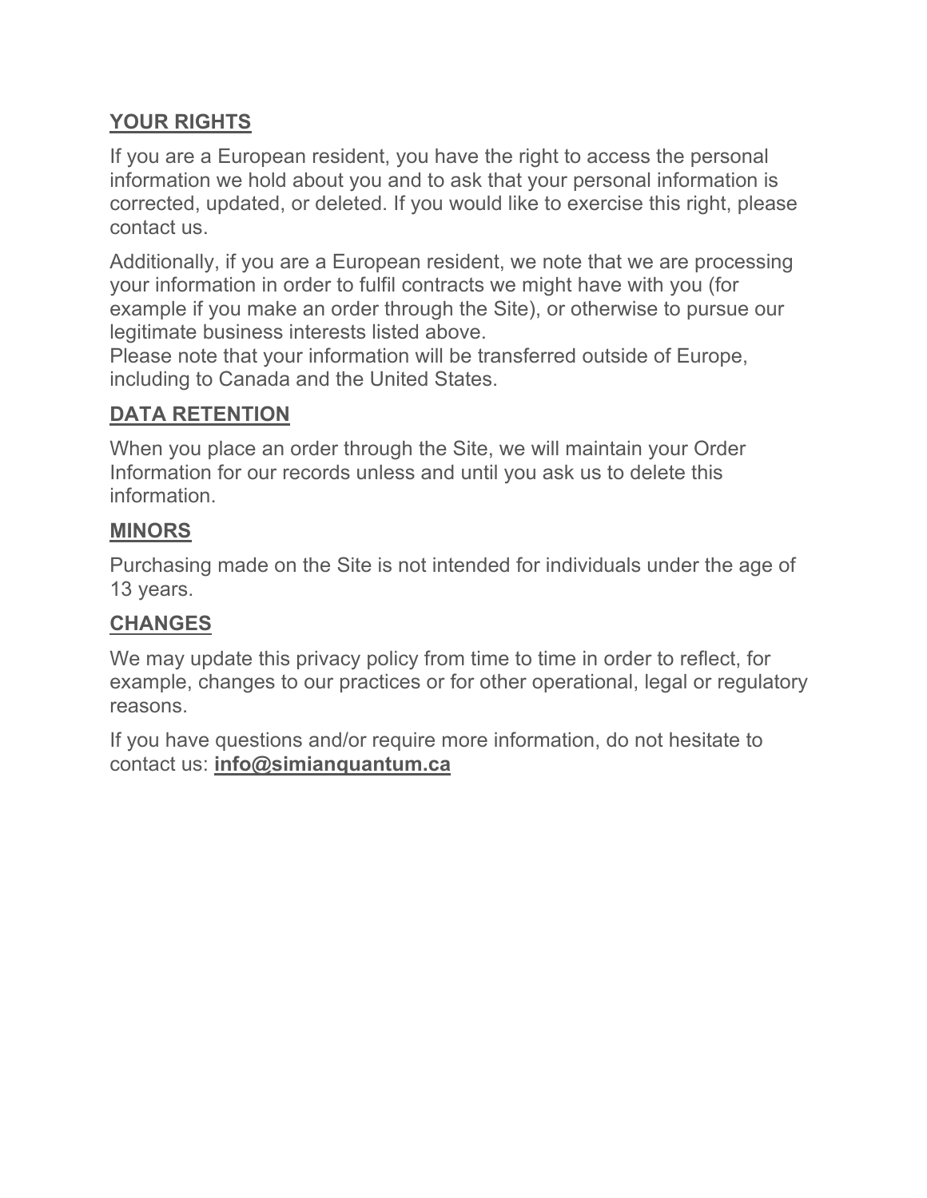## YOUR RIGHTS

If you are a European resident, you have the right to access the personal information we hold about you and to ask that your personal information is corrected, updated, or deleted. If you would like to exercise this right, please contact us.

Additionally, if you are a European resident, we note that we are processing your information in order to fulfil contracts we might have with you (for example if you make an order through the Site), or otherwise to pursue our legitimate business interests listed above.
Please note that your information will be transferred outside of Europe, including to Canada and the United States.

## DATA RETENTION

When you place an order through the Site, we will maintain your Order Information for our records unless and until you ask us to delete this information.

## MINORS

Purchasing made on the Site is not intended for individuals under the age of 13 years.

## CHANGES

We may update this privacy policy from time to time in order to reflect, for example, changes to our practices or for other operational, legal or regulatory reasons.

If you have questions and/or require more information, do not hesitate to contact us: **info@simianquantum.ca**